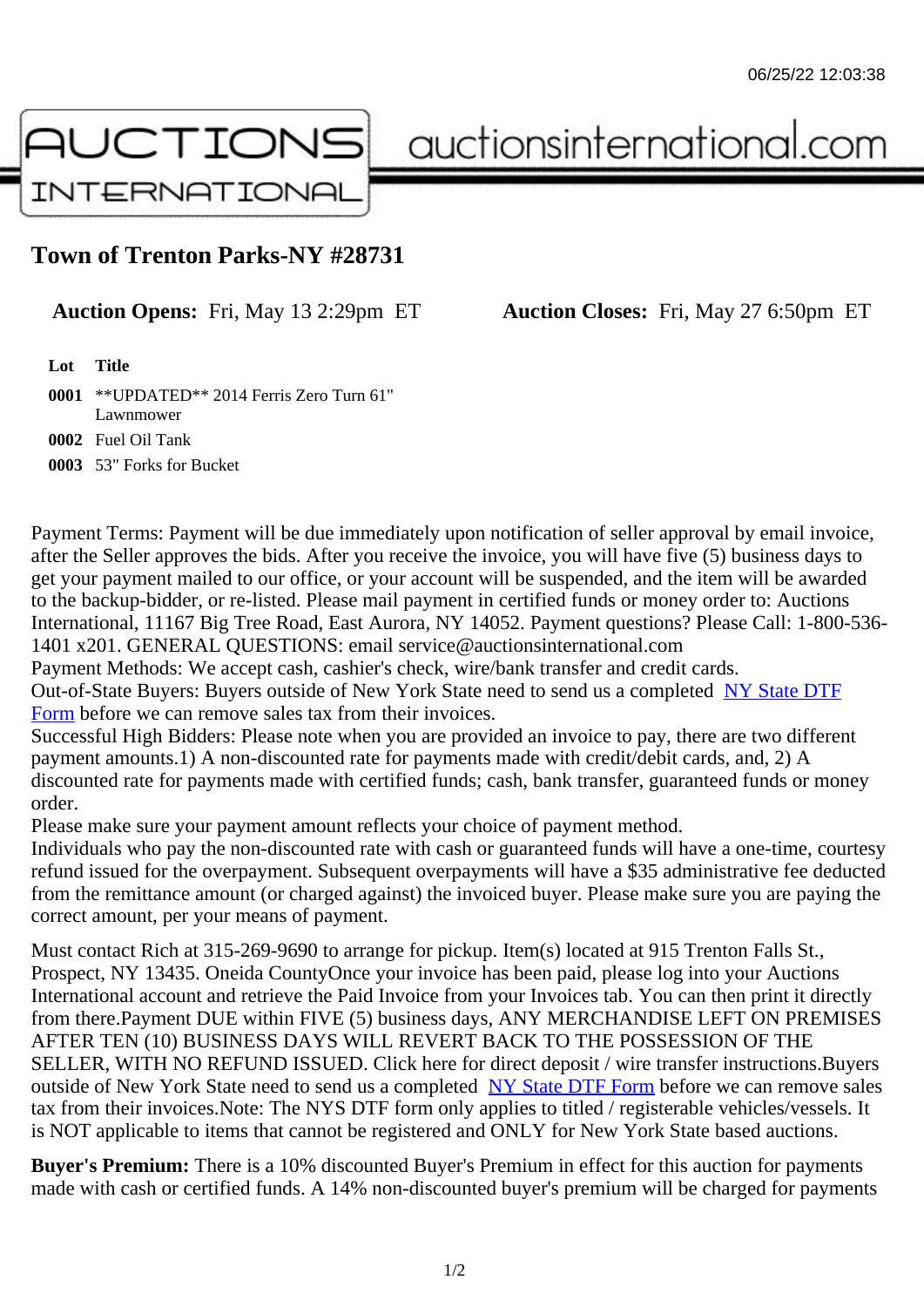06/25/22 12:03:38

AUCTIONS INTERNATIONAL auctionsinternational.com

# Town of Trenton Parks-NY #28731

**Auction Opens:** Fri, May 13 2:29pm ET **Auction Closes:** Fri, May 27 6:50pm ET

| Lot | Title |
|---|---|
| 0001 | **UPDATED** 2014 Ferris Zero Turn 61" Lawnmower |
| 0002 | Fuel Oil Tank |
| 0003 | 53" Forks for Bucket |

Payment Terms: Payment will be due immediately upon notification of seller approval by email invoice, after the Seller approves the bids. After you receive the invoice, you will have five (5) business days to get your payment mailed to our office, or your account will be suspended, and the item will be awarded to the backup-bidder, or re-listed. Please mail payment in certified funds or money order to: Auctions International, 11167 Big Tree Road, East Aurora, NY 14052. Payment questions? Please Call: 1-800-536-1401 x201. GENERAL QUESTIONS: email service@auctionsinternational.com
Payment Methods: We accept cash, cashier's check, wire/bank transfer and credit cards.
Out-of-State Buyers: Buyers outside of New York State need to send us a completed NY State DTF Form before we can remove sales tax from their invoices.
Successful High Bidders: Please note when you are provided an invoice to pay, there are two different payment amounts.1) A non-discounted rate for payments made with credit/debit cards, and, 2) A discounted rate for payments made with certified funds; cash, bank transfer, guaranteed funds or money order.
Please make sure your payment amount reflects your choice of payment method.
Individuals who pay the non-discounted rate with cash or guaranteed funds will have a one-time, courtesy refund issued for the overpayment. Subsequent overpayments will have a $35 administrative fee deducted from the remittance amount (or charged against) the invoiced buyer. Please make sure you are paying the correct amount, per your means of payment.

Must contact Rich at 315-269-9690 to arrange for pickup. Item(s) located at 915 Trenton Falls St., Prospect, NY 13435. Oneida CountyOnce your invoice has been paid, please log into your Auctions International account and retrieve the Paid Invoice from your Invoices tab. You can then print it directly from there.Payment DUE within FIVE (5) business days, ANY MERCHANDISE LEFT ON PREMISES AFTER TEN (10) BUSINESS DAYS WILL REVERT BACK TO THE POSSESSION OF THE SELLER, WITH NO REFUND ISSUED. Click here for direct deposit / wire transfer instructions.Buyers outside of New York State need to send us a completed NY State DTF Form before we can remove sales tax from their invoices.Note: The NYS DTF form only applies to titled / registerable vehicles/vessels. It is NOT applicable to items that cannot be registered and ONLY for New York State based auctions.

**Buyer's Premium:** There is a 10% discounted Buyer's Premium in effect for this auction for payments made with cash or certified funds. A 14% non-discounted buyer's premium will be charged for payments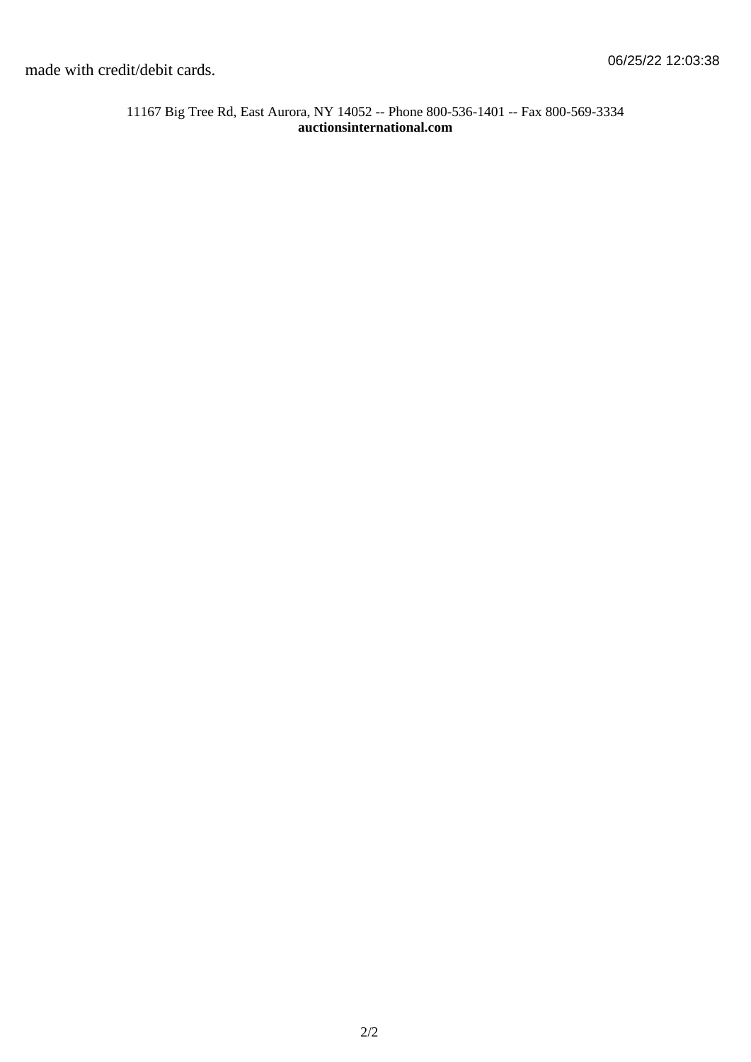made with credit/debit cards.

11167 Big Tree Rd, East Aurora, NY 14052 -- Phone 800-536-1401 -- Fax 800-569-3334
**auctionsinternational.com**